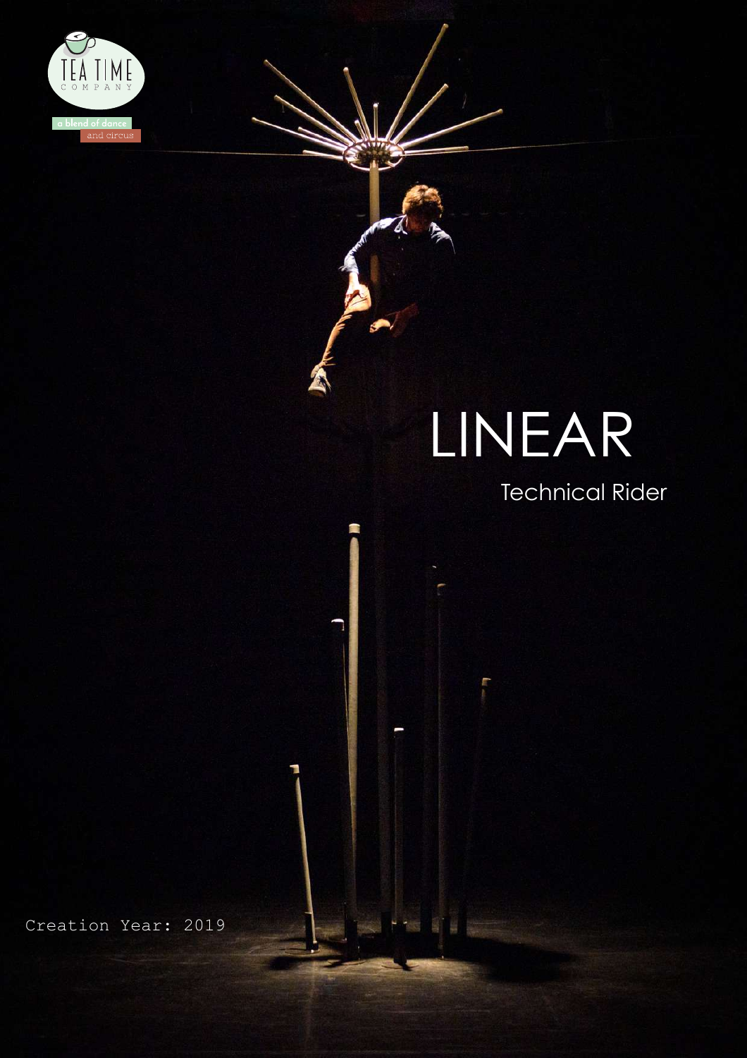# LINEAR

## Technical Rider

Creation Year: 2019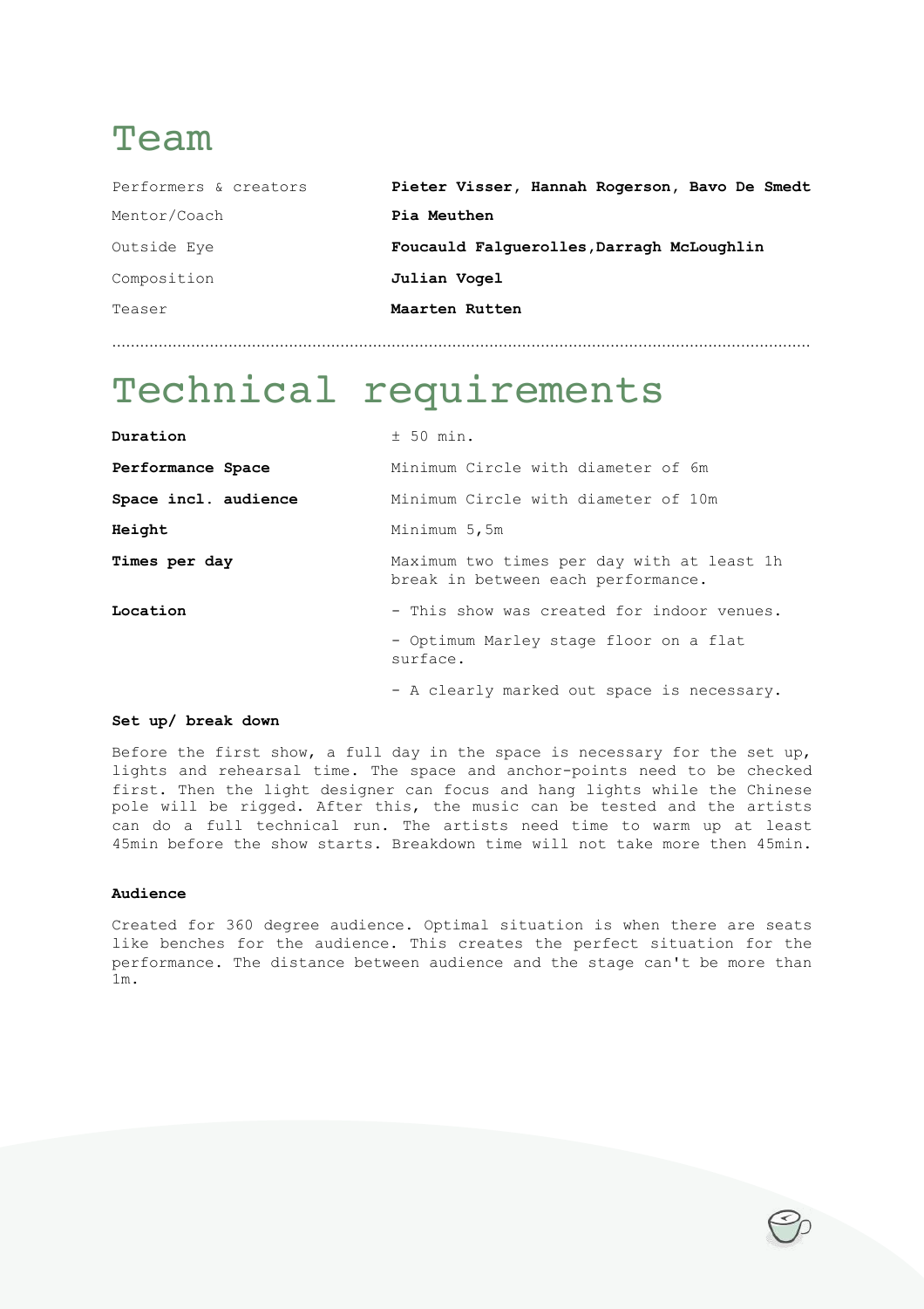# Team

| | |
|---|---|
| Performers & creators | **Pieter Visser, Hannah Rogerson, Bavo De Smedt** |
| Mentor/Coach | **Pia Meuthen** |
| Outside Eye | **Foucauld Falguerolles,Darragh McLoughlin** |
| Composition | **Julian Vogel** |
| Teaser | **Maarten Rutten** |

# Technical requirements

| | |
|---|---|
| **Duration** | ± 50 min. |
| **Performance Space** | Minimum Circle with diameter of 6m |
| **Space incl. audience** | Minimum Circle with diameter of 10m |
| **Height** | Minimum 5,5m |
| **Times per day** | Maximum two times per day with at least 1h break in between each performance. |
| **Location** | - This show was created for indoor venues.<br>- Optimum Marley stage floor on a flat surface.<br>- A clearly marked out space is necessary. |

**Set up/ break down**

Before the first show, a full day in the space is necessary for the set up, lights and rehearsal time. The space and anchor-points need to be checked first. Then the light designer can focus and hang lights while the Chinese pole will be rigged. After this, the music can be tested and the artists can do a full technical run. The artists need time to warm up at least 45min before the show starts. Breakdown time will not take more then 45min.

**Audience**

Created for 360 degree audience. Optimal situation is when there are seats like benches for the audience. This creates the perfect situation for the performance. The distance between audience and the stage can't be more than 1m.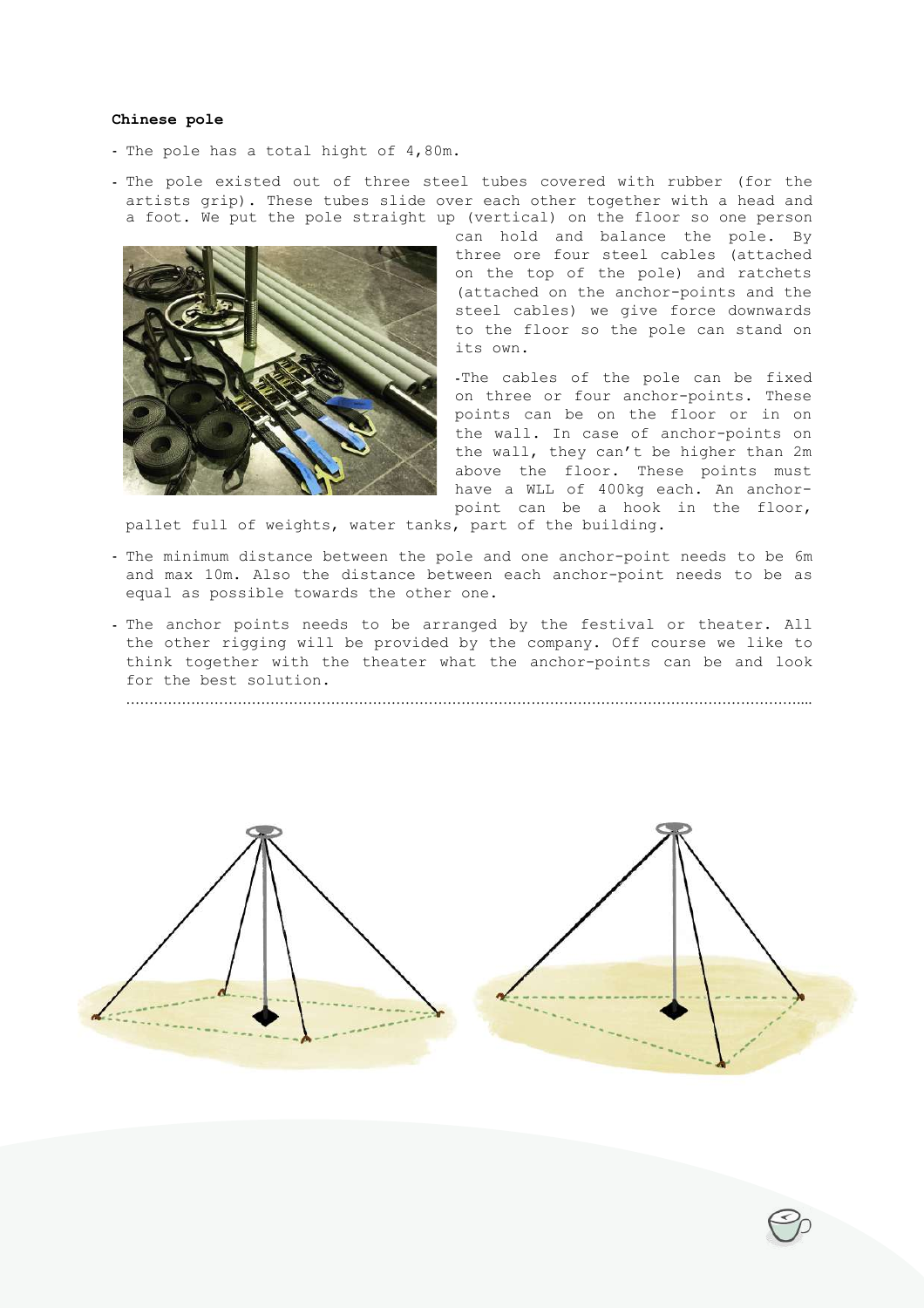**Chinese pole**

- The pole has a total hight of 4,80m.
- The pole existed out of three steel tubes covered with rubber (for the artists grip). These tubes slide over each other together with a head and a foot. We put the pole straight up (vertical) on the floor so one person can hold and balance the pole. By three ore four steel cables (attached on the top of the pole) and ratchets (attached on the anchor-points and the steel cables) we give force downwards to the floor so the pole can stand on its own.
- The cables of the pole can be fixed on three or four anchor-points. These points can be on the floor or in on the wall. In case of anchor-points on the wall, they can't be higher than 2m above the floor. These points must have a WLL of 400kg each. An anchor-point can be a hook in the floor, pallet full of weights, water tanks, part of the building.
- The minimum distance between the pole and one anchor-point needs to be 6m and max 10m. Also the distance between each anchor-point needs to be as equal as possible towards the other one.
- The anchor points needs to be arranged by the festival or theater. All the other rigging will be provided by the company. Off course we like to think together with the theater what the anchor-points can be and look for the best solution.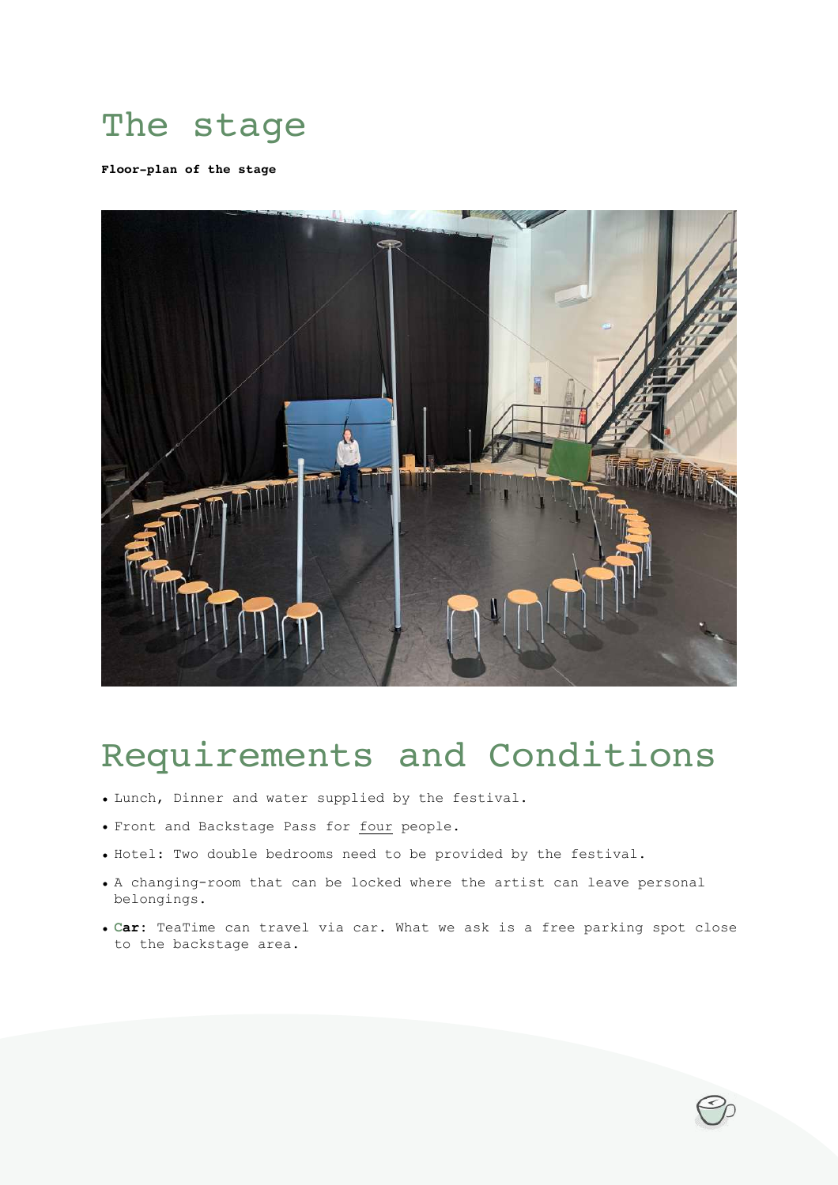# The stage

**Floor-plan of the stage**

# Requirements and Conditions

- Lunch, Dinner and water supplied by the festival.
- Front and Backstage Pass for <u>four</u> people.
- Hotel: Two double bedrooms need to be provided by the festival.
- A changing-room that can be locked where the artist can leave personal belongings.
- **Car**: TeaTime can travel via car. What we ask is a free parking spot close to the backstage area.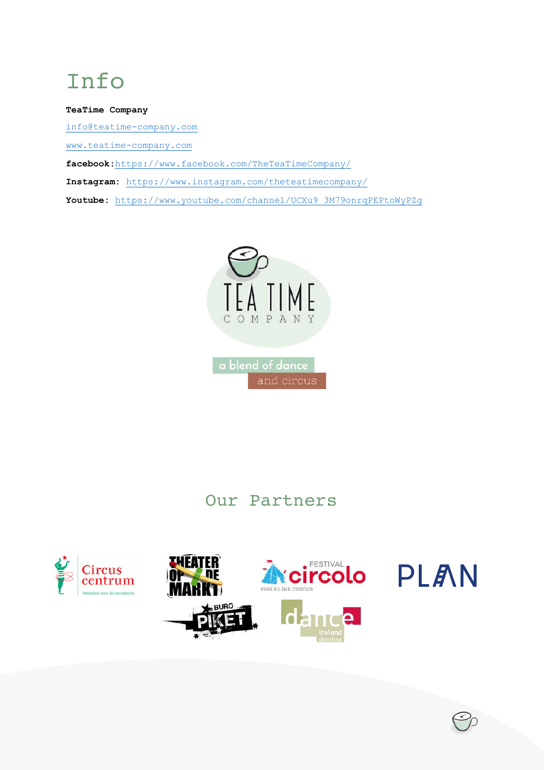# Info

**TeaTime Company**

info@teatime-company.com

www.teatime-company.com

**facebook**:https://www.facebook.com/TheTeaTimeCompany/

**Instagram**: https://www.instagram.com/theteatimecompany/

**Youtube**: https://www.youtube.com/channel/UCXu9_3M79onrqPEPtoWyPZg

## Our Partners